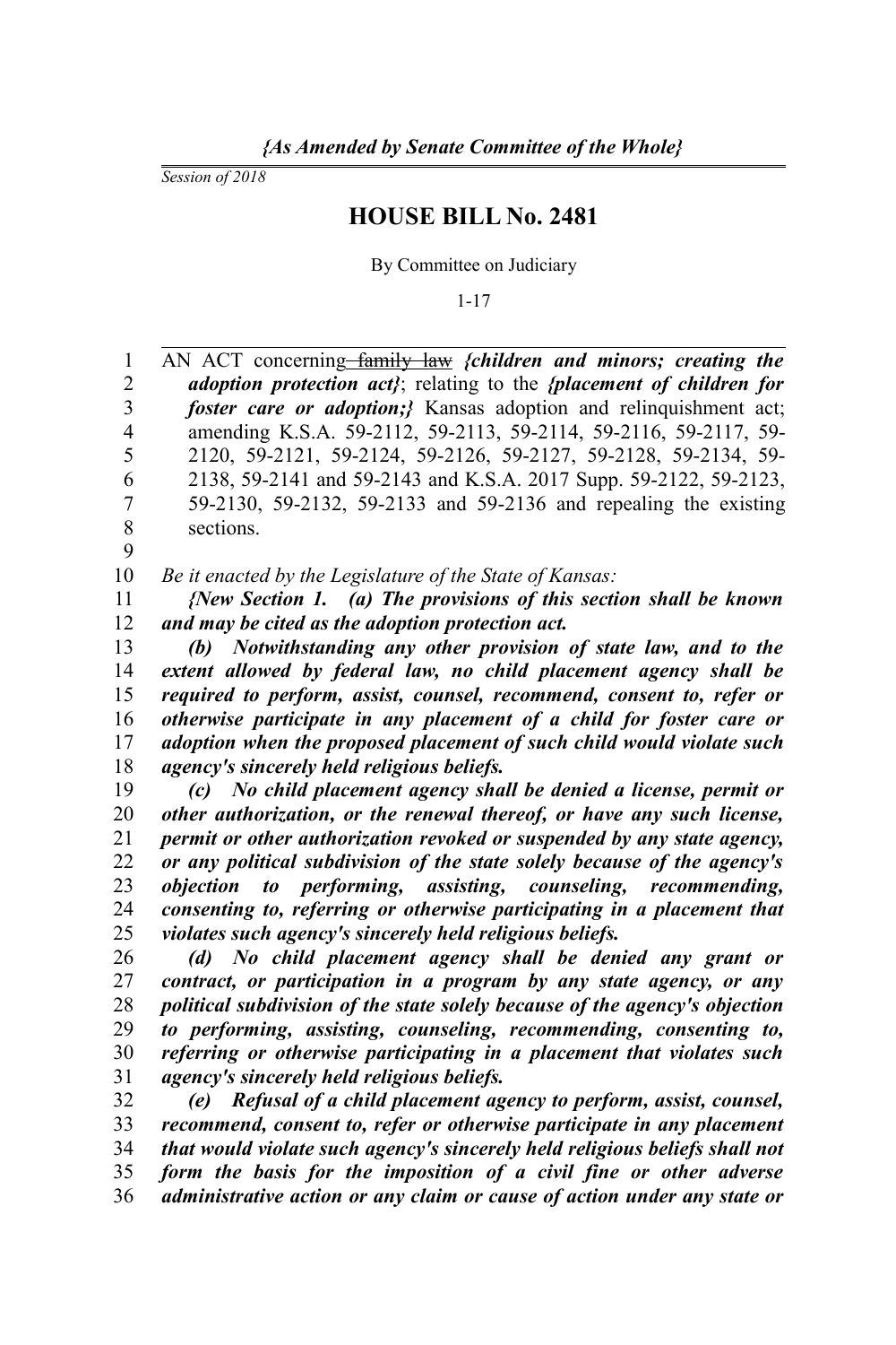*{As Amended by Senate Committee of the Whole}*

*Session of 2018*

# HOUSE BILL No. 2481

By Committee on Judiciary

1-17

AN ACT concerning ~~family law~~ ***{children and minors; creating the adoption protection act}***; relating to the ***{placement of children for foster care or adoption;}*** Kansas adoption and relinquishment act; amending K.S.A. 59-2112, 59-2113, 59-2114, 59-2116, 59-2117, 59-2120, 59-2121, 59-2124, 59-2126, 59-2127, 59-2128, 59-2134, 59-2138, 59-2141 and 59-2143 and K.S.A. 2017 Supp. 59-2122, 59-2123, 59-2130, 59-2132, 59-2133 and 59-2136 and repealing the existing sections.

*Be it enacted by the Legislature of the State of Kansas:*

***{New Section 1. (a) The provisions of this section shall be known and may be cited as the adoption protection act.***

***(b) Notwithstanding any other provision of state law, and to the extent allowed by federal law, no child placement agency shall be required to perform, assist, counsel, recommend, consent to, refer or otherwise participate in any placement of a child for foster care or adoption when the proposed placement of such child would violate such agency's sincerely held religious beliefs.***

***(c) No child placement agency shall be denied a license, permit or other authorization, or the renewal thereof, or have any such license, permit or other authorization revoked or suspended by any state agency, or any political subdivision of the state solely because of the agency's objection to performing, assisting, counseling, recommending, consenting to, referring or otherwise participating in a placement that violates such agency's sincerely held religious beliefs.***

***(d) No child placement agency shall be denied any grant or contract, or participation in a program by any state agency, or any political subdivision of the state solely because of the agency's objection to performing, assisting, counseling, recommending, consenting to, referring or otherwise participating in a placement that violates such agency's sincerely held religious beliefs.***

***(e) Refusal of a child placement agency to perform, assist, counsel, recommend, consent to, refer or otherwise participate in any placement that would violate such agency's sincerely held religious beliefs shall not form the basis for the imposition of a civil fine or other adverse administrative action or any claim or cause of action under any state or***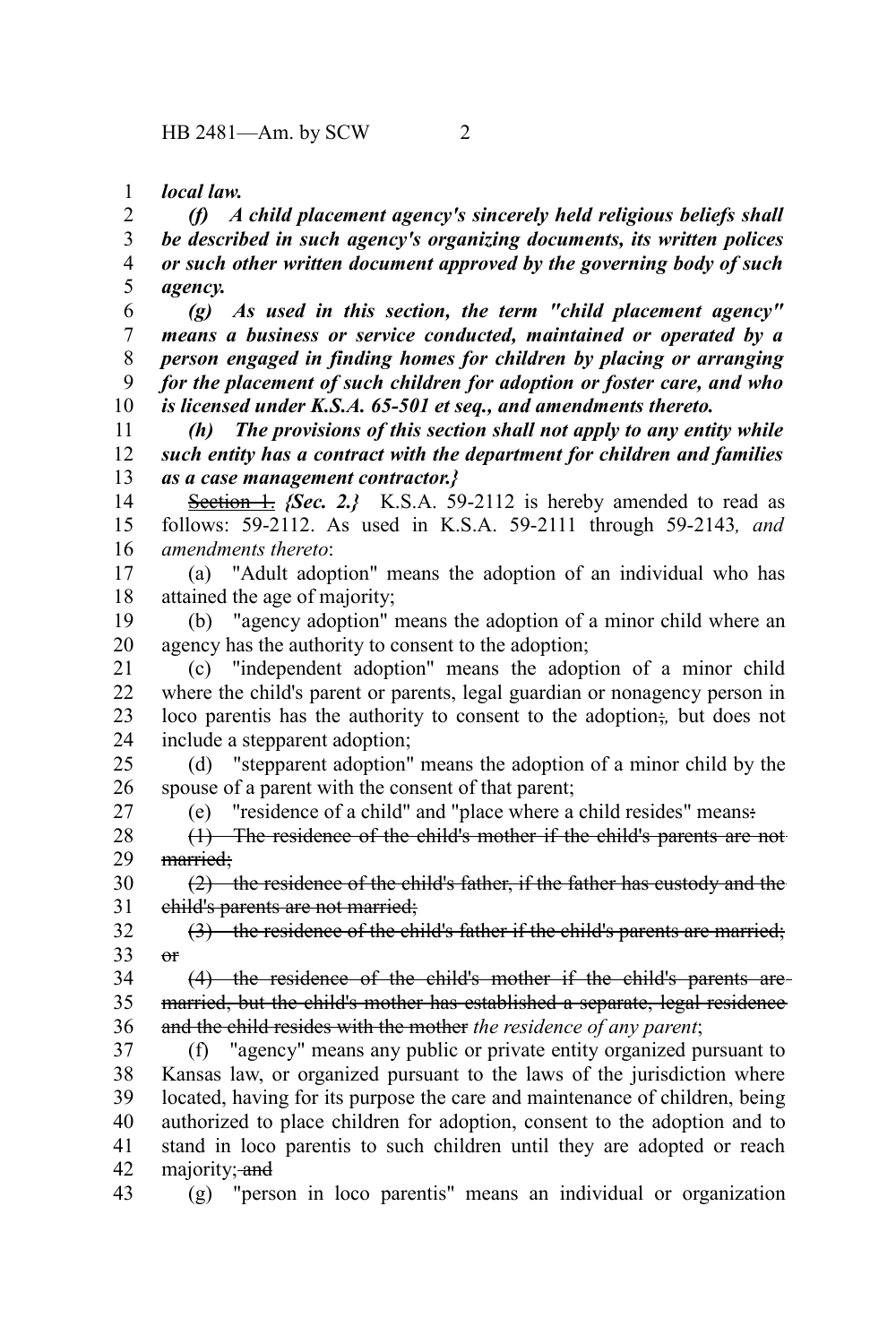*local law.*

*(f) A child placement agency's sincerely held religious beliefs shall be described in such agency's organizing documents, its written polices or such other written document approved by the governing body of such agency.*

*(g) As used in this section, the term "child placement agency" means a business or service conducted, maintained or operated by a person engaged in finding homes for children by placing or arranging for the placement of such children for adoption or foster care, and who is licensed under K.S.A. 65-501 et seq., and amendments thereto.*

*(h) The provisions of this section shall not apply to any entity while such entity has a contract with the department for children and families as a case management contractor.}*

~~Section 1.~~ *{Sec. 2.}* K.S.A. 59-2112 is hereby amended to read as follows: 59-2112. As used in K.S.A. 59-2111 through 59-2143*, and amendments thereto*:

(a) "Adult adoption" means the adoption of an individual who has attained the age of majority;

(b) "agency adoption" means the adoption of a minor child where an agency has the authority to consent to the adoption;

(c) "independent adoption" means the adoption of a minor child where the child's parent or parents, legal guardian or nonagency person in loco parentis has the authority to consent to the adoption~~;~~*,* but does not include a stepparent adoption;

(d) "stepparent adoption" means the adoption of a minor child by the spouse of a parent with the consent of that parent;

(e) "residence of a child" and "place where a child resides" means~~:~~

~~(1) The residence of the child's mother if the child's parents are not married;~~

~~(2) the residence of the child's father, if the father has custody and the child's parents are not married;~~

~~(3) the residence of the child's father if the child's parents are married; or~~

~~(4) the residence of the child's mother if the child's parents are married, but the child's mother has established a separate, legal residence and the child resides with the mother~~ *the residence of any parent*;

(f) "agency" means any public or private entity organized pursuant to Kansas law, or organized pursuant to the laws of the jurisdiction where located, having for its purpose the care and maintenance of children, being authorized to place children for adoption, consent to the adoption and to stand in loco parentis to such children until they are adopted or reach majority;~~ and~~

(g) "person in loco parentis" means an individual or organization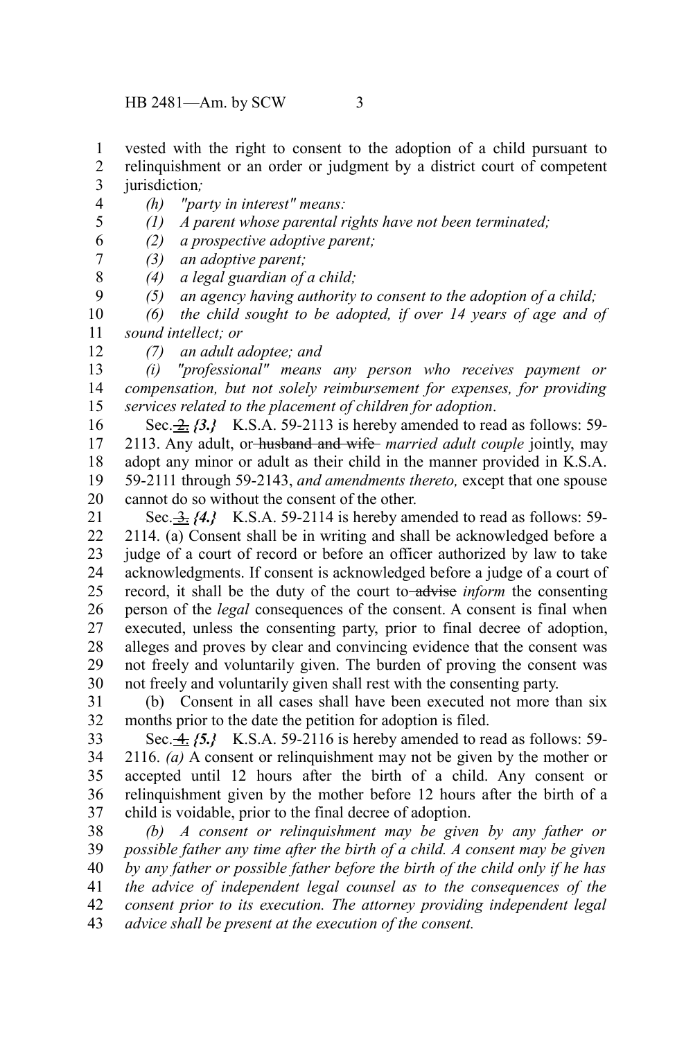vested with the right to consent to the adoption of a child pursuant to relinquishment or an order or judgment by a district court of competent jurisdiction*;*

*(h) "party in interest" means:*

*(1) A parent whose parental rights have not been terminated;*

*(2) a prospective adoptive parent;*

*(3) an adoptive parent;*

*(4) a legal guardian of a child;*

*(5) an agency having authority to consent to the adoption of a child;*

*(6) the child sought to be adopted, if over 14 years of age and of sound intellect; or*

*(7) an adult adoptee; and*

*(i) "professional" means any person who receives payment or compensation, but not solely reimbursement for expenses, for providing services related to the placement of children for adoption*.

Sec. ~~2.~~ ***{3.}*** K.S.A. 59-2113 is hereby amended to read as follows: 59-2113. Any adult, or ~~husband and wife~~ *married adult couple* jointly, may adopt any minor or adult as their child in the manner provided in K.S.A. 59-2111 through 59-2143, *and amendments thereto,* except that one spouse cannot do so without the consent of the other.

Sec. ~~3.~~ ***{4.}*** K.S.A. 59-2114 is hereby amended to read as follows: 59-2114. (a) Consent shall be in writing and shall be acknowledged before a judge of a court of record or before an officer authorized by law to take acknowledgments. If consent is acknowledged before a judge of a court of record, it shall be the duty of the court to ~~advise~~ *inform* the consenting person of the *legal* consequences of the consent. A consent is final when executed, unless the consenting party, prior to final decree of adoption, alleges and proves by clear and convincing evidence that the consent was not freely and voluntarily given. The burden of proving the consent was not freely and voluntarily given shall rest with the consenting party.

(b) Consent in all cases shall have been executed not more than six months prior to the date the petition for adoption is filed.

Sec. ~~4.~~ ***{5.}*** K.S.A. 59-2116 is hereby amended to read as follows: 59-2116. *(a)* A consent or relinquishment may not be given by the mother or accepted until 12 hours after the birth of a child. Any consent or relinquishment given by the mother before 12 hours after the birth of a child is voidable, prior to the final decree of adoption.

*(b) A consent or relinquishment may be given by any father or possible father any time after the birth of a child. A consent may be given by any father or possible father before the birth of the child only if he has the advice of independent legal counsel as to the consequences of the consent prior to its execution. The attorney providing independent legal advice shall be present at the execution of the consent.*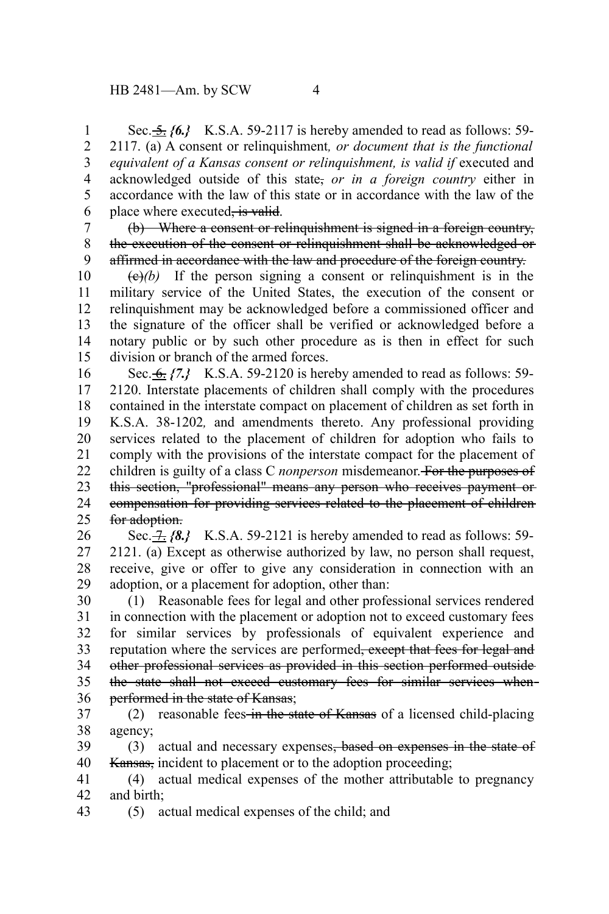Sec. ~~5.~~ *{6.}* K.S.A. 59-2117 is hereby amended to read as follows: 59-2117. (a) A consent or relinquishment*, or document that is the functional equivalent of a Kansas consent or relinquishment, is valid if* executed and acknowledged outside of this state~~,~~ *or in a foreign country* either in accordance with the law of this state or in accordance with the law of the place where executed~~, is valid~~.

~~(b) Where a consent or relinquishment is signed in a foreign country, the execution of the consent or relinquishment shall be acknowledged or affirmed in accordance with the law and procedure of the foreign country.~~

~~(c)~~*(b)* If the person signing a consent or relinquishment is in the military service of the United States, the execution of the consent or relinquishment may be acknowledged before a commissioned officer and the signature of the officer shall be verified or acknowledged before a notary public or by such other procedure as is then in effect for such division or branch of the armed forces.

Sec. ~~6.~~ *{7.}* K.S.A. 59-2120 is hereby amended to read as follows: 59-2120. Interstate placements of children shall comply with the procedures contained in the interstate compact on placement of children as set forth in K.S.A. 38-1202*,* and amendments thereto. Any professional providing services related to the placement of children for adoption who fails to comply with the provisions of the interstate compact for the placement of children is guilty of a class C *nonperson* misdemeanor. ~~For the purposes of this section, "professional" means any person who receives payment or compensation for providing services related to the placement of children for adoption.~~

Sec. ~~7.~~ *{8.}* K.S.A. 59-2121 is hereby amended to read as follows: 59-2121. (a) Except as otherwise authorized by law, no person shall request, receive, give or offer to give any consideration in connection with an adoption, or a placement for adoption, other than:

(1) Reasonable fees for legal and other professional services rendered in connection with the placement or adoption not to exceed customary fees for similar services by professionals of equivalent experience and reputation where the services are performed~~, except that fees for legal and other professional services as provided in this section performed outside the state shall not exceed customary fees for similar services when performed in the state of Kansas~~;

(2) reasonable fees ~~in the state of Kansas~~ of a licensed child-placing agency;

(3) actual and necessary expenses~~, based on expenses in the state of Kansas,~~ incident to placement or to the adoption proceeding;

(4) actual medical expenses of the mother attributable to pregnancy and birth;

(5) actual medical expenses of the child; and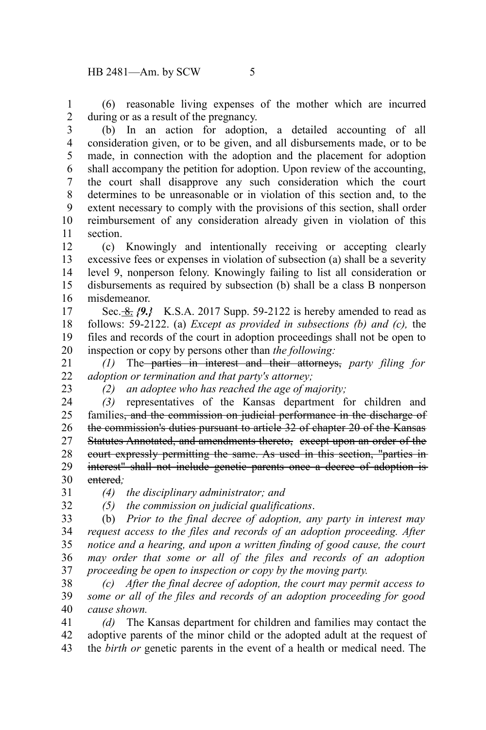(6) reasonable living expenses of the mother which are incurred during or as a result of the pregnancy.

(b) In an action for adoption, a detailed accounting of all consideration given, or to be given, and all disbursements made, or to be made, in connection with the adoption and the placement for adoption shall accompany the petition for adoption. Upon review of the accounting, the court shall disapprove any such consideration which the court determines to be unreasonable or in violation of this section and, to the extent necessary to comply with the provisions of this section, shall order reimbursement of any consideration already given in violation of this section.

(c) Knowingly and intentionally receiving or accepting clearly excessive fees or expenses in violation of subsection (a) shall be a severity level 9, nonperson felony. Knowingly failing to list all consideration or disbursements as required by subsection (b) shall be a class B nonperson misdemeanor.

Sec. ~~8.~~ *{9.}* K.S.A. 2017 Supp. 59-2122 is hereby amended to read as follows: 59-2122. (a) *Except as provided in subsections (b) and (c),* the files and records of the court in adoption proceedings shall not be open to inspection or copy by persons other than *the following:*

*(1)* The ~~parties in interest and their attorneys,~~ *party filing for adoption or termination and that party's attorney;*

*(2) an adoptee who has reached the age of majority;*

*(3)* representatives of the Kansas department for children and families~~, and the commission on judicial performance in the discharge of the commission's duties pursuant to article 32 of chapter 20 of the Kansas Statutes Annotated, and amendments thereto, except upon an order of the court expressly permitting the same. As used in this section, "parties in interest" shall not include genetic parents once a decree of adoption is entered,~~*;*

*(4) the disciplinary administrator; and*

*(5) the commission on judicial qualifications*.

(b) *Prior to the final decree of adoption, any party in interest may request access to the files and records of an adoption proceeding. After notice and a hearing, and upon a written finding of good cause, the court may order that some or all of the files and records of an adoption proceeding be open to inspection or copy by the moving party.*

*(c) After the final decree of adoption, the court may permit access to some or all of the files and records of an adoption proceeding for good cause shown.*

*(d)* The Kansas department for children and families may contact the adoptive parents of the minor child or the adopted adult at the request of the *birth or* genetic parents in the event of a health or medical need. The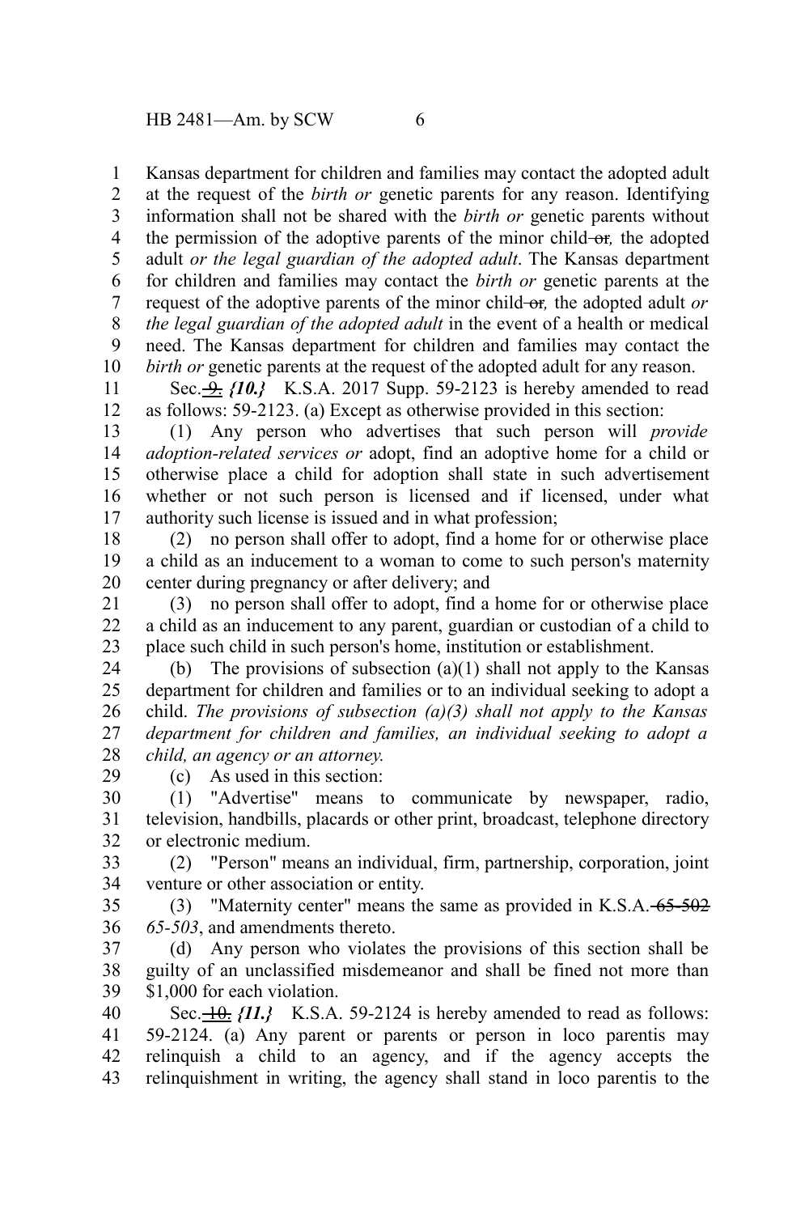Kansas department for children and families may contact the adopted adult at the request of the *birth or* genetic parents for any reason. Identifying information shall not be shared with the *birth or* genetic parents without the permission of the adoptive parents of the minor child ~~or~~*,* the adopted adult *or the legal guardian of the adopted adult*. The Kansas department for children and families may contact the *birth or* genetic parents at the request of the adoptive parents of the minor child ~~or~~*,* the adopted adult *or the legal guardian of the adopted adult* in the event of a health or medical need. The Kansas department for children and families may contact the *birth or* genetic parents at the request of the adopted adult for any reason.

Sec. ~~9.~~ *{10.}* K.S.A. 2017 Supp. 59-2123 is hereby amended to read as follows: 59-2123. (a) Except as otherwise provided in this section:

(1) Any person who advertises that such person will *provide adoption-related services or* adopt, find an adoptive home for a child or otherwise place a child for adoption shall state in such advertisement whether or not such person is licensed and if licensed, under what authority such license is issued and in what profession;

(2) no person shall offer to adopt, find a home for or otherwise place a child as an inducement to a woman to come to such person's maternity center during pregnancy or after delivery; and

(3) no person shall offer to adopt, find a home for or otherwise place a child as an inducement to any parent, guardian or custodian of a child to place such child in such person's home, institution or establishment.

(b) The provisions of subsection (a)(1) shall not apply to the Kansas department for children and families or to an individual seeking to adopt a child. *The provisions of subsection (a)(3) shall not apply to the Kansas department for children and families, an individual seeking to adopt a child, an agency or an attorney.*

(c) As used in this section:

(1) "Advertise" means to communicate by newspaper, radio, television, handbills, placards or other print, broadcast, telephone directory or electronic medium.

(2) "Person" means an individual, firm, partnership, corporation, joint venture or other association or entity.

(3) "Maternity center" means the same as provided in K.S.A. ~~65-502~~ *65-503*, and amendments thereto.

(d) Any person who violates the provisions of this section shall be guilty of an unclassified misdemeanor and shall be fined not more than $1,000 for each violation.

Sec. ~~10.~~ *{11.}* K.S.A. 59-2124 is hereby amended to read as follows: 59-2124. (a) Any parent or parents or person in loco parentis may relinquish a child to an agency, and if the agency accepts the relinquishment in writing, the agency shall stand in loco parentis to the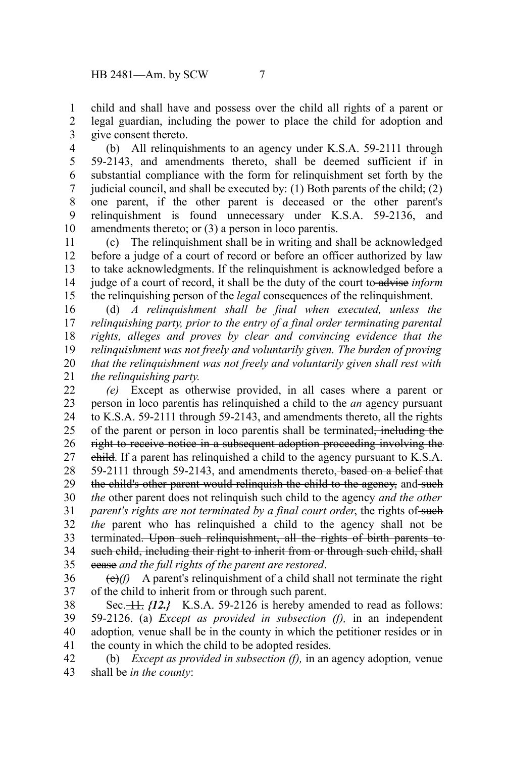child and shall have and possess over the child all rights of a parent or legal guardian, including the power to place the child for adoption and give consent thereto.

(b) All relinquishments to an agency under K.S.A. 59-2111 through 59-2143, and amendments thereto, shall be deemed sufficient if in substantial compliance with the form for relinquishment set forth by the judicial council, and shall be executed by: (1) Both parents of the child; (2) one parent, if the other parent is deceased or the other parent's relinquishment is found unnecessary under K.S.A. 59-2136, and amendments thereto; or (3) a person in loco parentis.

(c) The relinquishment shall be in writing and shall be acknowledged before a judge of a court of record or before an officer authorized by law to take acknowledgments. If the relinquishment is acknowledged before a judge of a court of record, it shall be the duty of the court to ~~advise~~ *inform* the relinquishing person of the *legal* consequences of the relinquishment.

(d) *A relinquishment shall be final when executed, unless the relinquishing party, prior to the entry of a final order terminating parental rights, alleges and proves by clear and convincing evidence that the relinquishment was not freely and voluntarily given. The burden of proving that the relinquishment was not freely and voluntarily given shall rest with the relinquishing party.*

*(e)* Except as otherwise provided, in all cases where a parent or person in loco parentis has relinquished a child to ~~the~~ *an* agency pursuant to K.S.A. 59-2111 through 59-2143, and amendments thereto, all the rights of the parent or person in loco parentis shall be terminated~~, including the right to receive notice in a subsequent adoption proceeding involving the child~~. If a parent has relinquished a child to the agency pursuant to K.S.A. 59-2111 through 59-2143, and amendments thereto, ~~based on a belief that the child's other parent would relinquish the child to the agency,~~ and ~~such~~ *the* other parent does not relinquish such child to the agency *and the other parent's rights are not terminated by a final court order*, the rights of ~~such~~ *the* parent who has relinquished a child to the agency shall not be terminated~~. Upon such relinquishment, all the rights of birth parents to such child, including their right to inherit from or through such child, shall cease~~ *and the full rights of the parent are restored*.

~~(e)~~*(f)* A parent's relinquishment of a child shall not terminate the right of the child to inherit from or through such parent.

Sec. ~~11.~~ *{12.}* K.S.A. 59-2126 is hereby amended to read as follows: 59-2126. (a) *Except as provided in subsection (f),* in an independent adoption*,* venue shall be in the county in which the petitioner resides or in the county in which the child to be adopted resides.

(b) *Except as provided in subsection (f),* in an agency adoption*,* venue shall be *in the county*: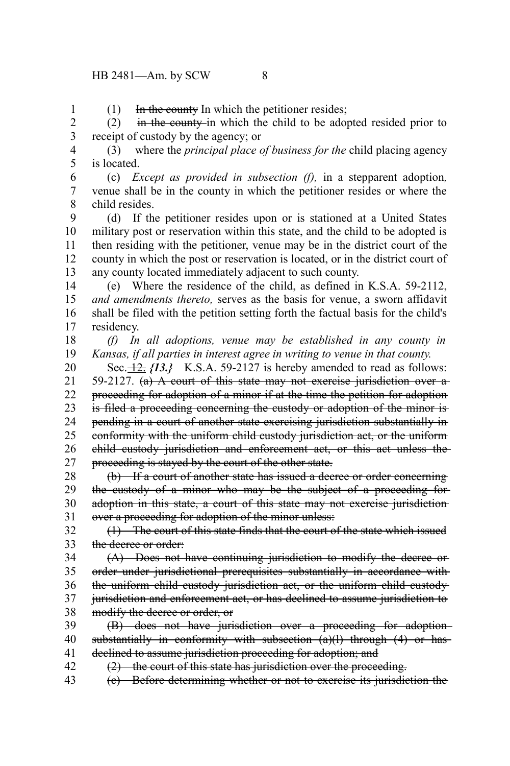(1) ~~In the county~~ In which the petitioner resides;

(2) ~~in the county~~ in which the child to be adopted resided prior to receipt of custody by the agency; or

(3) where the *principal place of business for the* child placing agency is located.

(c) *Except as provided in subsection (f),* in a stepparent adoption*,* venue shall be in the county in which the petitioner resides or where the child resides.

(d) If the petitioner resides upon or is stationed at a United States military post or reservation within this state, and the child to be adopted is then residing with the petitioner, venue may be in the district court of the county in which the post or reservation is located, or in the district court of any county located immediately adjacent to such county.

(e) Where the residence of the child, as defined in K.S.A. 59-2112, *and amendments thereto,* serves as the basis for venue, a sworn affidavit shall be filed with the petition setting forth the factual basis for the child's residency.

*(f) In all adoptions, venue may be established in any county in Kansas, if all parties in interest agree in writing to venue in that county.*

Sec. ~~12.~~ ***{13.}*** K.S.A. 59-2127 is hereby amended to read as follows: 59-2127. ~~(a) A court of this state may not exercise jurisdiction over a proceeding for adoption of a minor if at the time the petition for adoption is filed a proceeding concerning the custody or adoption of the minor is pending in a court of another state exercising jurisdiction substantially in conformity with the uniform child custody jurisdiction act, or the uniform child custody jurisdiction and enforcement act, or this act unless the proceeding is stayed by the court of the other state.~~

~~(b) If a court of another state has issued a decree or order concerning the custody of a minor who may be the subject of a proceeding for adoption in this state, a court of this state may not exercise jurisdiction over a proceeding for adoption of the minor unless:~~

~~(1) The court of this state finds that the court of the state which issued the decree or order:~~

~~(A) Does not have continuing jurisdiction to modify the decree or order under jurisdictional prerequisites substantially in accordance with the uniform child custody jurisdiction act, or the uniform child custody jurisdiction and enforcement act, or has declined to assume jurisdiction to modify the decree or order, or~~

~~(B) does not have jurisdiction over a proceeding for adoption substantially in conformity with subsection (a)(l) through (4) or has declined to assume jurisdiction proceeding for adoption; and~~

~~(2) the court of this state has jurisdiction over the proceeding.~~

~~(c) Before determining whether or not to exercise its jurisdiction the~~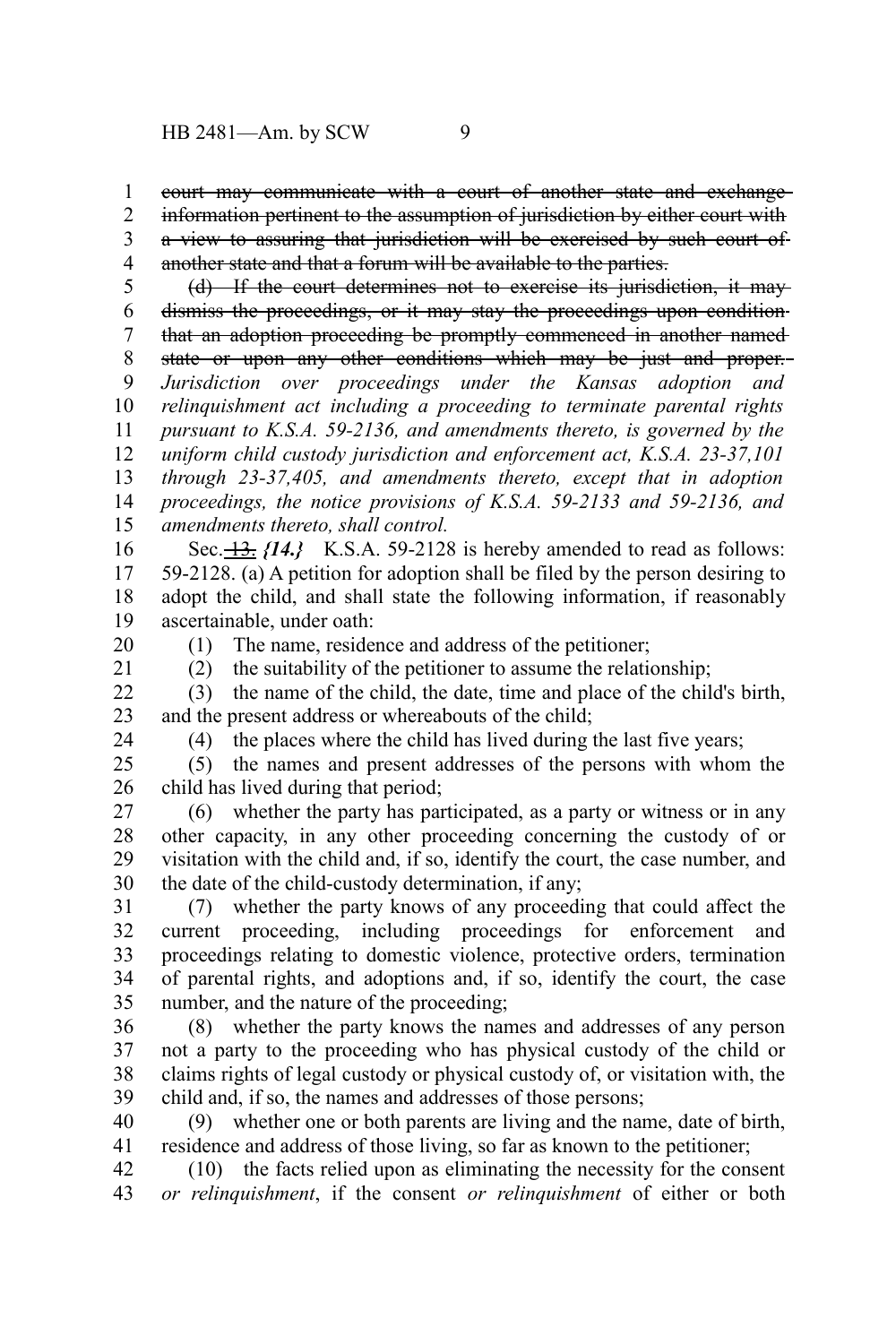~~court may communicate with a court of another state and exchange information pertinent to the assumption of jurisdiction by either court with a view to assuring that jurisdiction will be exercised by such court of another state and that a forum will be available to the parties.~~

~~(d) If the court determines not to exercise its jurisdiction, it may dismiss the proceedings, or it may stay the proceedings upon condition that an adoption proceeding be promptly commenced in another named state or upon any other conditions which may be just and proper.~~ *Jurisdiction over proceedings under the Kansas adoption and relinquishment act including a proceeding to terminate parental rights pursuant to K.S.A. 59-2136, and amendments thereto, is governed by the uniform child custody jurisdiction and enforcement act, K.S.A. 23-37,101 through 23-37,405, and amendments thereto, except that in adoption proceedings, the notice provisions of K.S.A. 59-2133 and 59-2136, and amendments thereto, shall control.*

Sec. ~~13.~~ *{14.}* K.S.A. 59-2128 is hereby amended to read as follows: 59-2128. (a) A petition for adoption shall be filed by the person desiring to adopt the child, and shall state the following information, if reasonably ascertainable, under oath:

(1) The name, residence and address of the petitioner;

(2) the suitability of the petitioner to assume the relationship;

(3) the name of the child, the date, time and place of the child's birth, and the present address or whereabouts of the child;

(4) the places where the child has lived during the last five years;

(5) the names and present addresses of the persons with whom the child has lived during that period;

(6) whether the party has participated, as a party or witness or in any other capacity, in any other proceeding concerning the custody of or visitation with the child and, if so, identify the court, the case number, and the date of the child-custody determination, if any;

(7) whether the party knows of any proceeding that could affect the current proceeding, including proceedings for enforcement and proceedings relating to domestic violence, protective orders, termination of parental rights, and adoptions and, if so, identify the court, the case number, and the nature of the proceeding;

(8) whether the party knows the names and addresses of any person not a party to the proceeding who has physical custody of the child or claims rights of legal custody or physical custody of, or visitation with, the child and, if so, the names and addresses of those persons;

(9) whether one or both parents are living and the name, date of birth, residence and address of those living, so far as known to the petitioner;

(10) the facts relied upon as eliminating the necessity for the consent *or relinquishment*, if the consent *or relinquishment* of either or both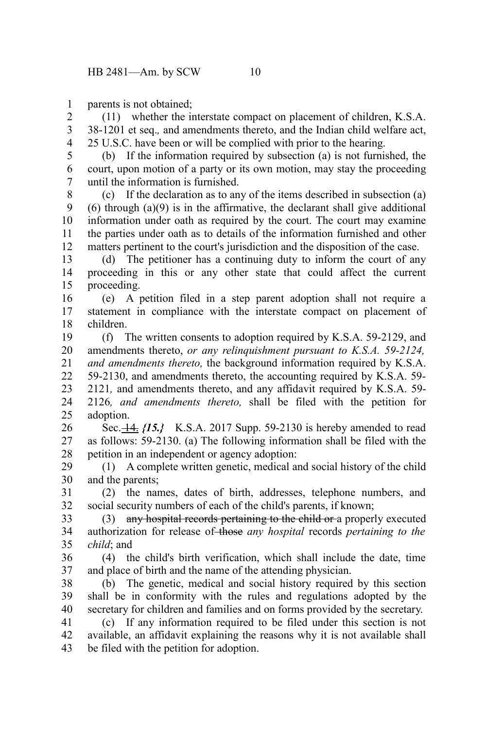parents is not obtained;

(11) whether the interstate compact on placement of children, K.S.A. 38-1201 et seq.*,* and amendments thereto, and the Indian child welfare act, 25 U.S.C. have been or will be complied with prior to the hearing.

(b) If the information required by subsection (a) is not furnished, the court, upon motion of a party or its own motion, may stay the proceeding until the information is furnished.

(c) If the declaration as to any of the items described in subsection (a) (6) through (a)(9) is in the affirmative, the declarant shall give additional information under oath as required by the court. The court may examine the parties under oath as to details of the information furnished and other matters pertinent to the court's jurisdiction and the disposition of the case.

(d) The petitioner has a continuing duty to inform the court of any proceeding in this or any other state that could affect the current proceeding.

(e) A petition filed in a step parent adoption shall not require a statement in compliance with the interstate compact on placement of children.

(f) The written consents to adoption required by K.S.A. 59-2129, and amendments thereto, *or any relinquishment pursuant to K.S.A. 59-2124, and amendments thereto,* the background information required by K.S.A. 59-2130, and amendments thereto, the accounting required by K.S.A. 59-2121*,* and amendments thereto, and any affidavit required by K.S.A. 59-2126*, and amendments thereto,* shall be filed with the petition for adoption.

Sec. ~~14.~~ ***{15.}*** K.S.A. 2017 Supp. 59-2130 is hereby amended to read as follows: 59-2130. (a) The following information shall be filed with the petition in an independent or agency adoption:

(1) A complete written genetic, medical and social history of the child and the parents;

(2) the names, dates of birth, addresses, telephone numbers, and social security numbers of each of the child's parents, if known;

(3) ~~any hospital records pertaining to the child or~~ a properly executed authorization for release of ~~those~~ *any hospital* records *pertaining to the child*; and

(4) the child's birth verification, which shall include the date, time and place of birth and the name of the attending physician.

(b) The genetic, medical and social history required by this section shall be in conformity with the rules and regulations adopted by the secretary for children and families and on forms provided by the secretary.

(c) If any information required to be filed under this section is not available, an affidavit explaining the reasons why it is not available shall be filed with the petition for adoption.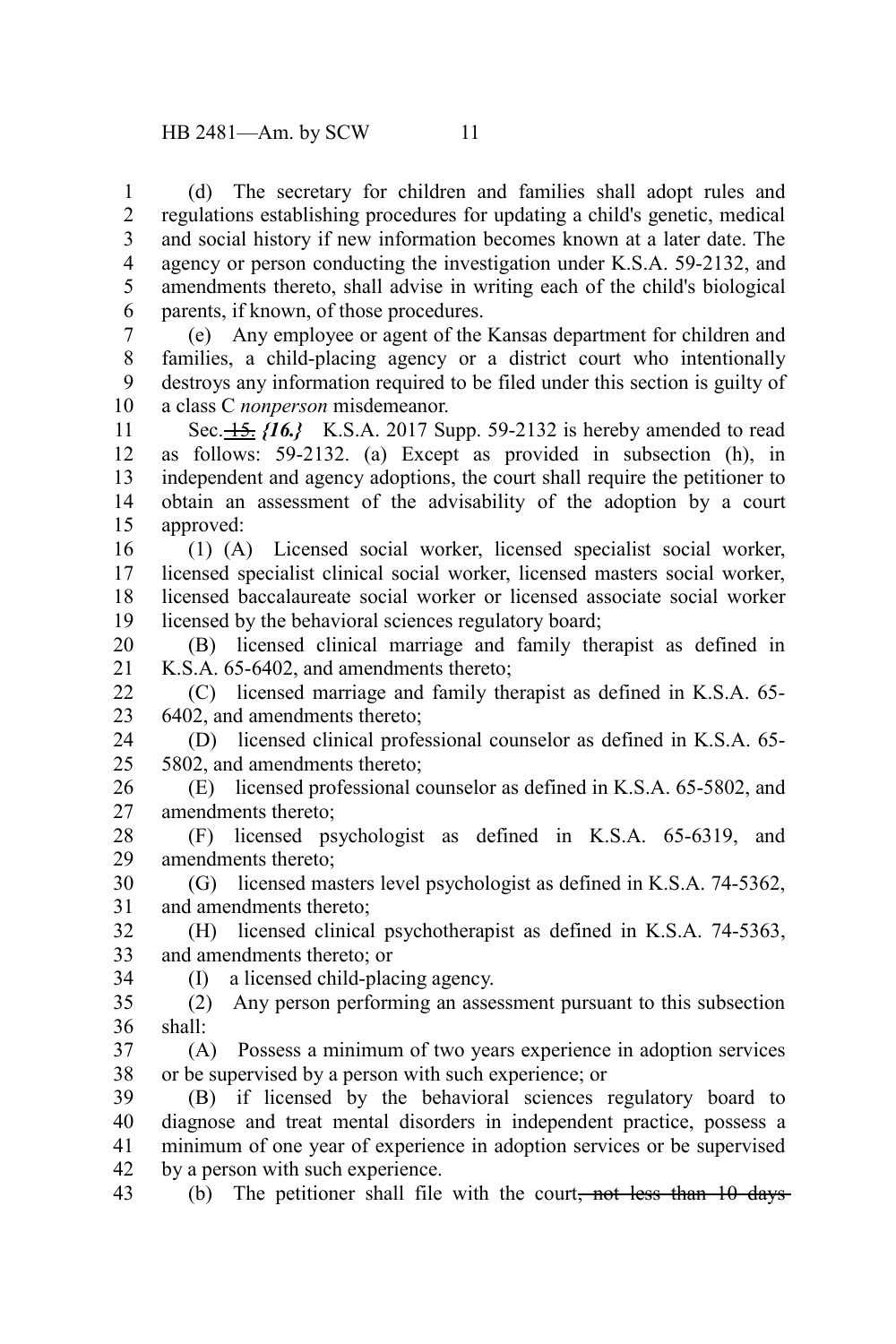(d) The secretary for children and families shall adopt rules and regulations establishing procedures for updating a child's genetic, medical and social history if new information becomes known at a later date. The agency or person conducting the investigation under K.S.A. 59-2132, and amendments thereto, shall advise in writing each of the child's biological parents, if known, of those procedures.

(e) Any employee or agent of the Kansas department for children and families, a child-placing agency or a district court who intentionally destroys any information required to be filed under this section is guilty of a class C *nonperson* misdemeanor.

Sec. ~~15.~~ *{16.}* K.S.A. 2017 Supp. 59-2132 is hereby amended to read as follows: 59-2132. (a) Except as provided in subsection (h), in independent and agency adoptions, the court shall require the petitioner to obtain an assessment of the advisability of the adoption by a court approved:

(1) (A) Licensed social worker, licensed specialist social worker, licensed specialist clinical social worker, licensed masters social worker, licensed baccalaureate social worker or licensed associate social worker licensed by the behavioral sciences regulatory board;

(B) licensed clinical marriage and family therapist as defined in K.S.A. 65-6402, and amendments thereto;

(C) licensed marriage and family therapist as defined in K.S.A. 65-6402, and amendments thereto;

(D) licensed clinical professional counselor as defined in K.S.A. 65-5802, and amendments thereto;

(E) licensed professional counselor as defined in K.S.A. 65-5802, and amendments thereto;

(F) licensed psychologist as defined in K.S.A. 65-6319, and amendments thereto;

(G) licensed masters level psychologist as defined in K.S.A. 74-5362, and amendments thereto;

(H) licensed clinical psychotherapist as defined in K.S.A. 74-5363, and amendments thereto; or

(I) a licensed child-placing agency.

(2) Any person performing an assessment pursuant to this subsection shall:

(A) Possess a minimum of two years experience in adoption services or be supervised by a person with such experience; or

(B) if licensed by the behavioral sciences regulatory board to diagnose and treat mental disorders in independent practice, possess a minimum of one year of experience in adoption services or be supervised by a person with such experience.

(b) The petitioner shall file with the court~~, not less than 10 days~~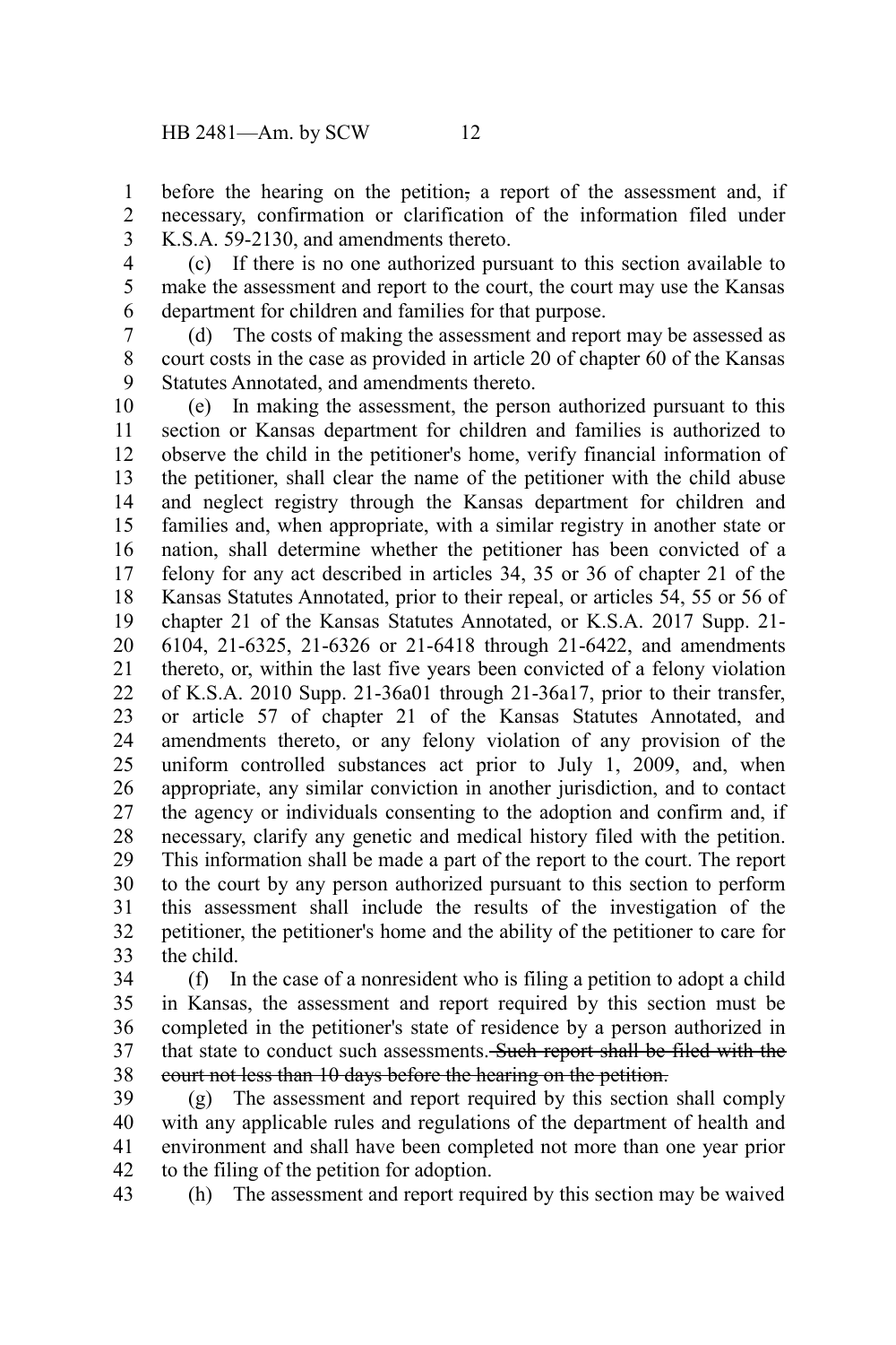before the hearing on the petition~~,~~ a report of the assessment and, if necessary, confirmation or clarification of the information filed under K.S.A. 59-2130, and amendments thereto.

(c) If there is no one authorized pursuant to this section available to make the assessment and report to the court, the court may use the Kansas department for children and families for that purpose.

(d) The costs of making the assessment and report may be assessed as court costs in the case as provided in article 20 of chapter 60 of the Kansas Statutes Annotated, and amendments thereto.

(e) In making the assessment, the person authorized pursuant to this section or Kansas department for children and families is authorized to observe the child in the petitioner's home, verify financial information of the petitioner, shall clear the name of the petitioner with the child abuse and neglect registry through the Kansas department for children and families and, when appropriate, with a similar registry in another state or nation, shall determine whether the petitioner has been convicted of a felony for any act described in articles 34, 35 or 36 of chapter 21 of the Kansas Statutes Annotated, prior to their repeal, or articles 54, 55 or 56 of chapter 21 of the Kansas Statutes Annotated, or K.S.A. 2017 Supp. 21-6104, 21-6325, 21-6326 or 21-6418 through 21-6422, and amendments thereto, or, within the last five years been convicted of a felony violation of K.S.A. 2010 Supp. 21-36a01 through 21-36a17, prior to their transfer, or article 57 of chapter 21 of the Kansas Statutes Annotated, and amendments thereto, or any felony violation of any provision of the uniform controlled substances act prior to July 1, 2009, and, when appropriate, any similar conviction in another jurisdiction, and to contact the agency or individuals consenting to the adoption and confirm and, if necessary, clarify any genetic and medical history filed with the petition. This information shall be made a part of the report to the court. The report to the court by any person authorized pursuant to this section to perform this assessment shall include the results of the investigation of the petitioner, the petitioner's home and the ability of the petitioner to care for the child.

(f) In the case of a nonresident who is filing a petition to adopt a child in Kansas, the assessment and report required by this section must be completed in the petitioner's state of residence by a person authorized in that state to conduct such assessments. ~~Such report shall be filed with the court not less than 10 days before the hearing on the petition.~~

(g) The assessment and report required by this section shall comply with any applicable rules and regulations of the department of health and environment and shall have been completed not more than one year prior to the filing of the petition for adoption.

(h) The assessment and report required by this section may be waived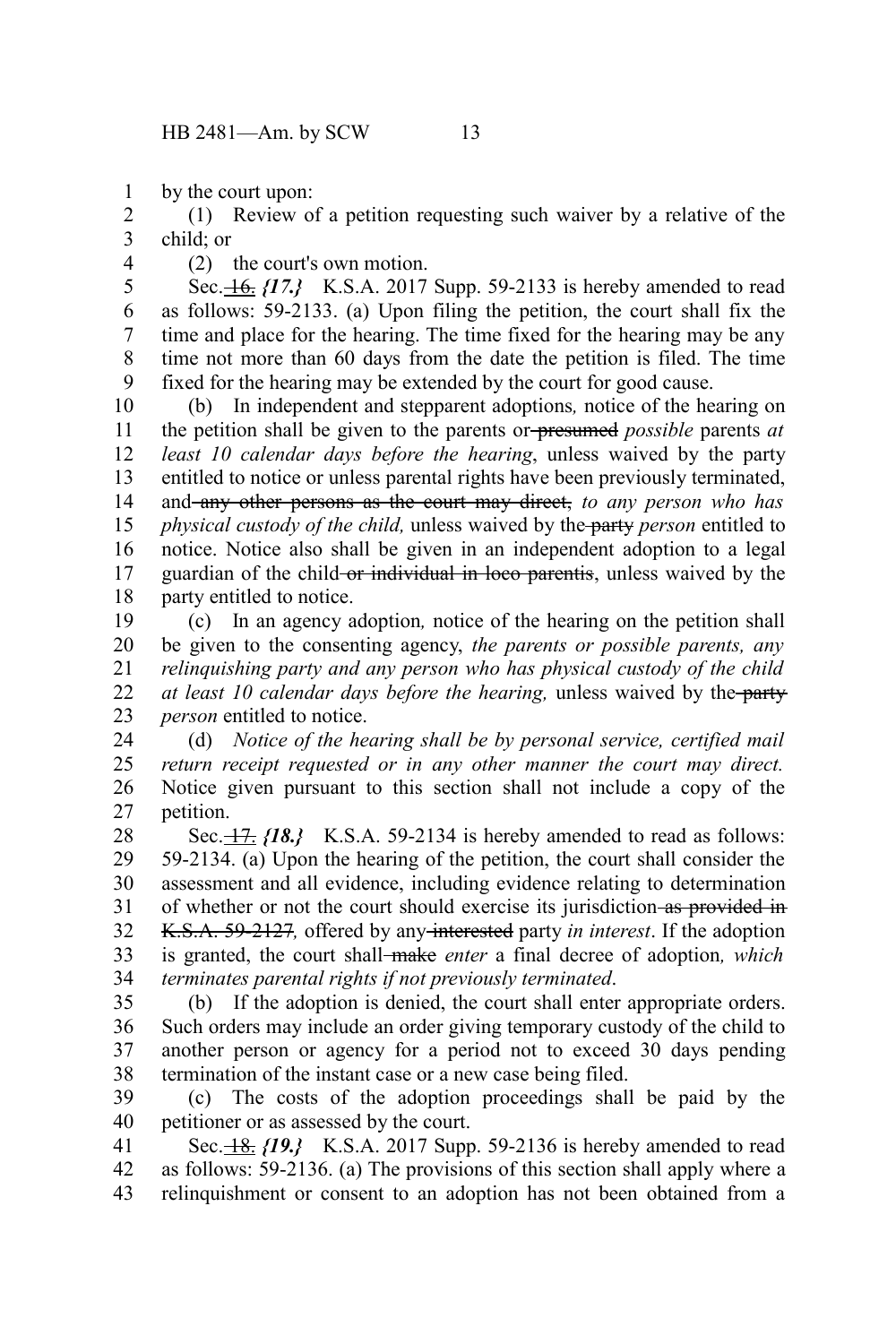by the court upon:

(1) Review of a petition requesting such waiver by a relative of the child; or

(2) the court's own motion.

Sec. ~~16.~~ *{17.}* K.S.A. 2017 Supp. 59-2133 is hereby amended to read as follows: 59-2133. (a) Upon filing the petition, the court shall fix the time and place for the hearing. The time fixed for the hearing may be any time not more than 60 days from the date the petition is filed. The time fixed for the hearing may be extended by the court for good cause.

(b) In independent and stepparent adoptions*,* notice of the hearing on the petition shall be given to the parents or ~~presumed~~ *possible* parents *at least 10 calendar days before the hearing*, unless waived by the party entitled to notice or unless parental rights have been previously terminated, and ~~any other persons as the court may direct,~~ *to any person who has physical custody of the child,* unless waived by the ~~party~~ *person* entitled to notice. Notice also shall be given in an independent adoption to a legal guardian of the child ~~or individual in loco parentis~~, unless waived by the party entitled to notice.

(c) In an agency adoption*,* notice of the hearing on the petition shall be given to the consenting agency, *the parents or possible parents, any relinquishing party and any person who has physical custody of the child at least 10 calendar days before the hearing,* unless waived by the ~~party~~ *person* entitled to notice.

(d) *Notice of the hearing shall be by personal service, certified mail return receipt requested or in any other manner the court may direct.* Notice given pursuant to this section shall not include a copy of the petition.

Sec. ~~17.~~ *{18.}* K.S.A. 59-2134 is hereby amended to read as follows: 59-2134. (a) Upon the hearing of the petition, the court shall consider the assessment and all evidence, including evidence relating to determination of whether or not the court should exercise its jurisdiction ~~as provided in K.S.A. 59-2127~~*,* offered by any ~~interested~~ party *in interest*. If the adoption is granted, the court shall ~~make~~ *enter* a final decree of adoption*, which terminates parental rights if not previously terminated*.

(b) If the adoption is denied, the court shall enter appropriate orders. Such orders may include an order giving temporary custody of the child to another person or agency for a period not to exceed 30 days pending termination of the instant case or a new case being filed.

(c) The costs of the adoption proceedings shall be paid by the petitioner or as assessed by the court.

Sec. ~~18.~~ *{19.}* K.S.A. 2017 Supp. 59-2136 is hereby amended to read as follows: 59-2136. (a) The provisions of this section shall apply where a relinquishment or consent to an adoption has not been obtained from a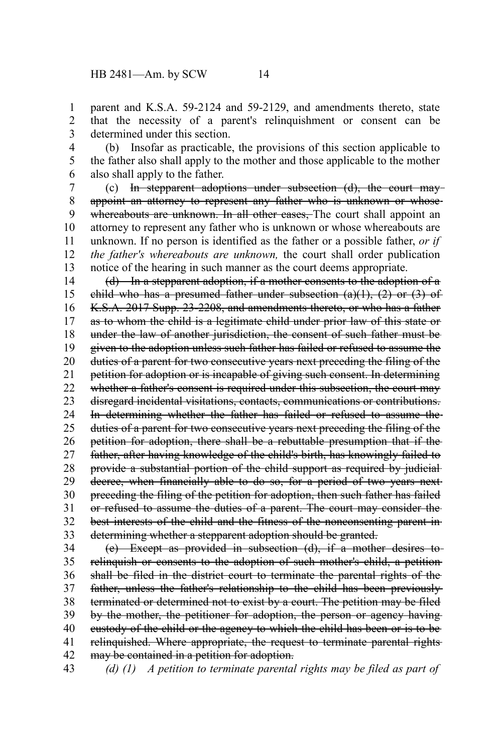parent and K.S.A. 59-2124 and 59-2129, and amendments thereto, state that the necessity of a parent's relinquishment or consent can be determined under this section.

(b) Insofar as practicable, the provisions of this section applicable to the father also shall apply to the mother and those applicable to the mother also shall apply to the father.

(c) ~~In stepparent adoptions under subsection (d), the court may appoint an attorney to represent any father who is unknown or whose whereabouts are unknown. In all other cases,~~ The court shall appoint an attorney to represent any father who is unknown or whose whereabouts are unknown. If no person is identified as the father or a possible father, *or if the father's whereabouts are unknown,* the court shall order publication notice of the hearing in such manner as the court deems appropriate.

~~(d) In a stepparent adoption, if a mother consents to the adoption of a child who has a presumed father under subsection (a)(1), (2) or (3) of K.S.A. 2017 Supp. 23-2208, and amendments thereto, or who has a father as to whom the child is a legitimate child under prior law of this state or under the law of another jurisdiction, the consent of such father must be given to the adoption unless such father has failed or refused to assume the duties of a parent for two consecutive years next preceding the filing of the petition for adoption or is incapable of giving such consent. In determining whether a father's consent is required under this subsection, the court may disregard incidental visitations, contacts, communications or contributions. In determining whether the father has failed or refused to assume the duties of a parent for two consecutive years next preceding the filing of the petition for adoption, there shall be a rebuttable presumption that if the father, after having knowledge of the child's birth, has knowingly failed to provide a substantial portion of the child support as required by judicial decree, when financially able to do so, for a period of two years next preceding the filing of the petition for adoption, then such father has failed or refused to assume the duties of a parent. The court may consider the best interests of the child and the fitness of the nonconsenting parent in determining whether a stepparent adoption should be granted.~~

~~(e) Except as provided in subsection (d), if a mother desires to relinquish or consents to the adoption of such mother's child, a petition shall be filed in the district court to terminate the parental rights of the father, unless the father's relationship to the child has been previously terminated or determined not to exist by a court. The petition may be filed by the mother, the petitioner for adoption, the person or agency having custody of the child or the agency to which the child has been or is to be relinquished. Where appropriate, the request to terminate parental rights may be contained in a petition for adoption.~~

*(d) (1) A petition to terminate parental rights may be filed as part of*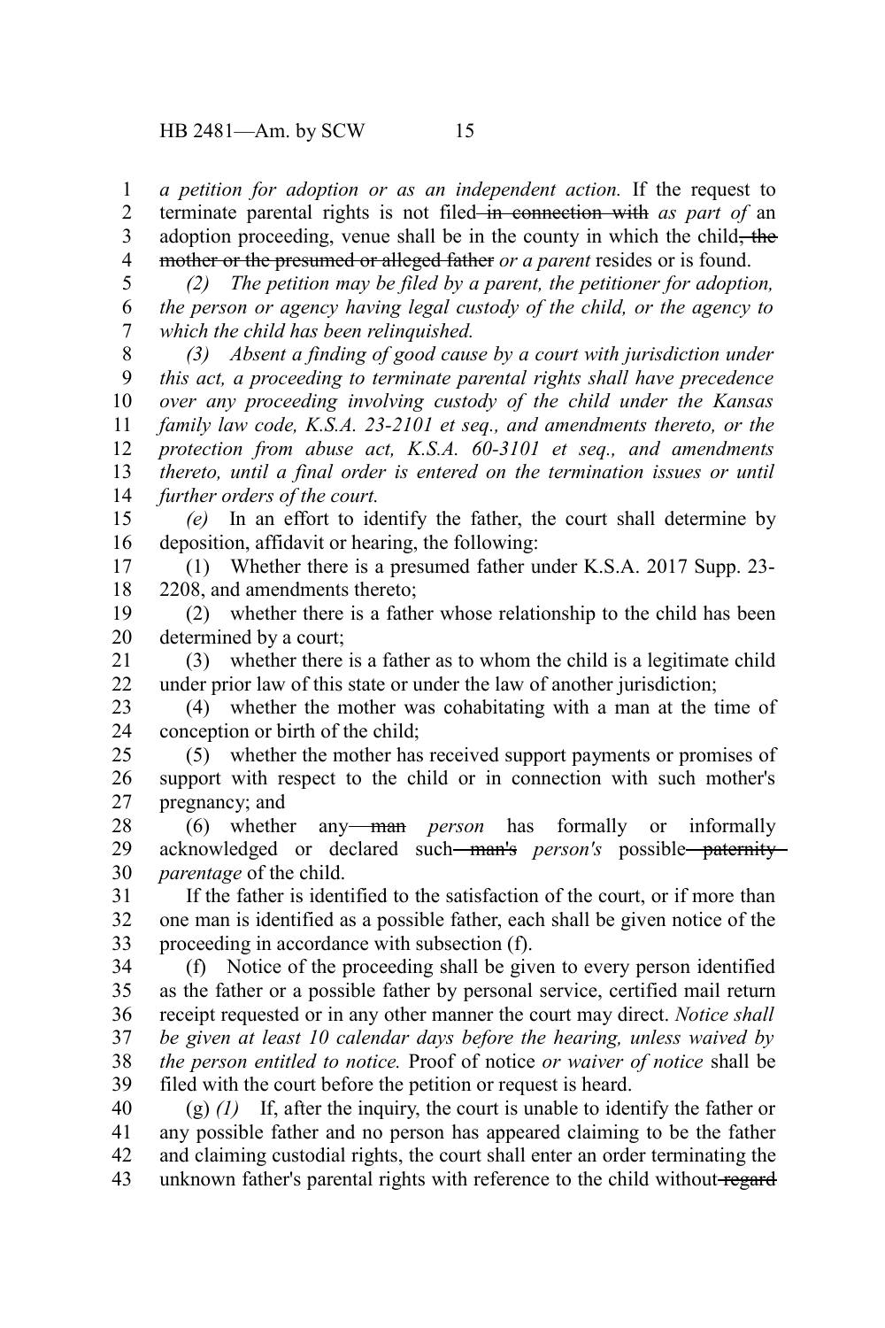*a petition for adoption or as an independent action.* If the request to terminate parental rights is not filed ~~in connection with~~ *as part of* an adoption proceeding, venue shall be in the county in which the child~~, the mother or the presumed or alleged father~~ *or a parent* resides or is found.

*(2) The petition may be filed by a parent, the petitioner for adoption, the person or agency having legal custody of the child, or the agency to which the child has been relinquished.*

*(3) Absent a finding of good cause by a court with jurisdiction under this act, a proceeding to terminate parental rights shall have precedence over any proceeding involving custody of the child under the Kansas family law code, K.S.A. 23-2101 et seq., and amendments thereto, or the protection from abuse act, K.S.A. 60-3101 et seq., and amendments thereto, until a final order is entered on the termination issues or until further orders of the court.*

*(e)* In an effort to identify the father, the court shall determine by deposition, affidavit or hearing, the following:

(1) Whether there is a presumed father under K.S.A. 2017 Supp. 23-2208, and amendments thereto;

(2) whether there is a father whose relationship to the child has been determined by a court;

(3) whether there is a father as to whom the child is a legitimate child under prior law of this state or under the law of another jurisdiction;

(4) whether the mother was cohabitating with a man at the time of conception or birth of the child;

(5) whether the mother has received support payments or promises of support with respect to the child or in connection with such mother's pregnancy; and

(6) whether any ~~man~~ *person* has formally or informally acknowledged or declared such ~~man's~~ *person's* possible ~~paternity~~ *parentage* of the child.

If the father is identified to the satisfaction of the court, or if more than one man is identified as a possible father, each shall be given notice of the proceeding in accordance with subsection (f).

(f) Notice of the proceeding shall be given to every person identified as the father or a possible father by personal service, certified mail return receipt requested or in any other manner the court may direct. *Notice shall be given at least 10 calendar days before the hearing, unless waived by the person entitled to notice.* Proof of notice *or waiver of notice* shall be filed with the court before the petition or request is heard.

(g) *(1)* If, after the inquiry, the court is unable to identify the father or any possible father and no person has appeared claiming to be the father and claiming custodial rights, the court shall enter an order terminating the unknown father's parental rights with reference to the child without ~~regard~~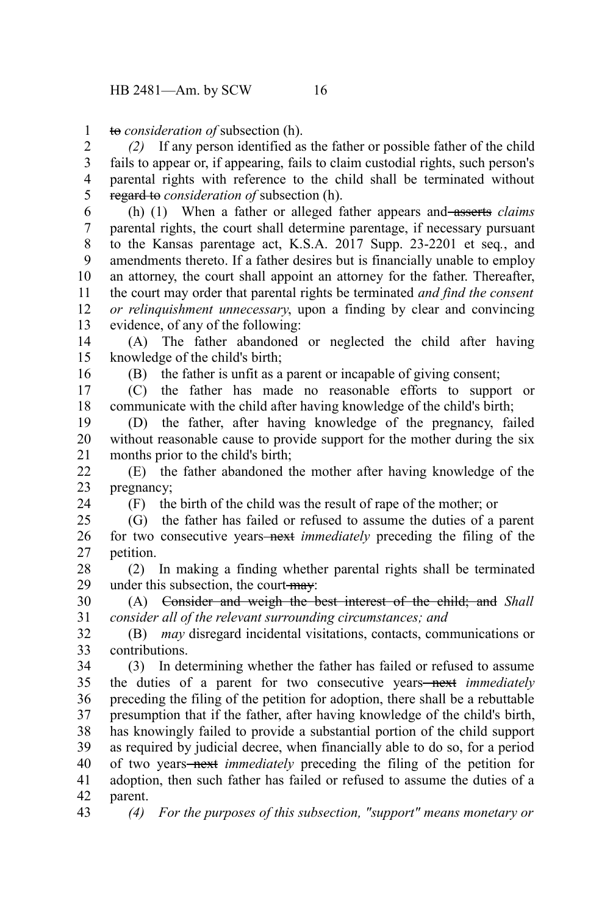~~to~~ *consideration of* subsection (h).

*(2)* If any person identified as the father or possible father of the child fails to appear or, if appearing, fails to claim custodial rights, such person's parental rights with reference to the child shall be terminated without ~~regard to~~ *consideration of* subsection (h).

(h) (1) When a father or alleged father appears and ~~asserts~~ *claims* parental rights, the court shall determine parentage, if necessary pursuant to the Kansas parentage act, K.S.A. 2017 Supp. 23-2201 et seq., and amendments thereto. If a father desires but is financially unable to employ an attorney, the court shall appoint an attorney for the father. Thereafter, the court may order that parental rights be terminated *and find the consent or relinquishment unnecessary*, upon a finding by clear and convincing evidence, of any of the following:

(A) The father abandoned or neglected the child after having knowledge of the child's birth;

(B) the father is unfit as a parent or incapable of giving consent;

(C) the father has made no reasonable efforts to support or communicate with the child after having knowledge of the child's birth;

(D) the father, after having knowledge of the pregnancy, failed without reasonable cause to provide support for the mother during the six months prior to the child's birth;

(E) the father abandoned the mother after having knowledge of the pregnancy;

(F) the birth of the child was the result of rape of the mother; or

(G) the father has failed or refused to assume the duties of a parent for two consecutive years ~~next~~ *immediately* preceding the filing of the petition.

(2) In making a finding whether parental rights shall be terminated under this subsection, the court ~~may~~:

(A) ~~Consider and weigh the best interest of the child; and~~ *Shall consider all of the relevant surrounding circumstances; and*

(B) *may* disregard incidental visitations, contacts, communications or contributions.

(3) In determining whether the father has failed or refused to assume the duties of a parent for two consecutive years ~~next~~ *immediately* preceding the filing of the petition for adoption, there shall be a rebuttable presumption that if the father, after having knowledge of the child's birth, has knowingly failed to provide a substantial portion of the child support as required by judicial decree, when financially able to do so, for a period of two years ~~next~~ *immediately* preceding the filing of the petition for adoption, then such father has failed or refused to assume the duties of a parent.

*(4) For the purposes of this subsection, "support" means monetary or*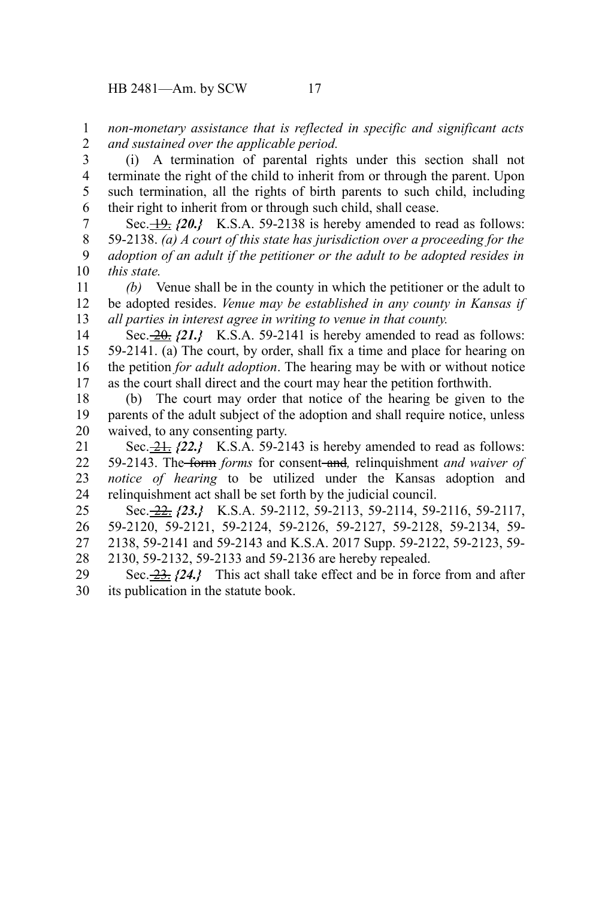*non-monetary assistance that is reflected in specific and significant acts and sustained over the applicable period.*

(i) A termination of parental rights under this section shall not terminate the right of the child to inherit from or through the parent. Upon such termination, all the rights of birth parents to such child, including their right to inherit from or through such child, shall cease.

Sec. ~~19.~~ ***{20.}*** K.S.A. 59-2138 is hereby amended to read as follows: 59-2138. *(a) A court of this state has jurisdiction over a proceeding for the adoption of an adult if the petitioner or the adult to be adopted resides in this state.*

*(b)* Venue shall be in the county in which the petitioner or the adult to be adopted resides. *Venue may be established in any county in Kansas if all parties in interest agree in writing to venue in that county.*

Sec. ~~20.~~ ***{21.}*** K.S.A. 59-2141 is hereby amended to read as follows: 59-2141. (a) The court, by order, shall fix a time and place for hearing on the petition *for adult adoption*. The hearing may be with or without notice as the court shall direct and the court may hear the petition forthwith.

(b) The court may order that notice of the hearing be given to the parents of the adult subject of the adoption and shall require notice, unless waived, to any consenting party.

Sec. ~~21.~~ ***{22.}*** K.S.A. 59-2143 is hereby amended to read as follows: 59-2143. The ~~form~~ *forms* for consent ~~and~~*,* relinquishment *and waiver of notice of hearing* to be utilized under the Kansas adoption and relinquishment act shall be set forth by the judicial council.

Sec. ~~22.~~ ***{23.}*** K.S.A. 59-2112, 59-2113, 59-2114, 59-2116, 59-2117, 59-2120, 59-2121, 59-2124, 59-2126, 59-2127, 59-2128, 59-2134, 59-2138, 59-2141 and 59-2143 and K.S.A. 2017 Supp. 59-2122, 59-2123, 59-2130, 59-2132, 59-2133 and 59-2136 are hereby repealed.

Sec. ~~23.~~ ***{24.}*** This act shall take effect and be in force from and after its publication in the statute book.